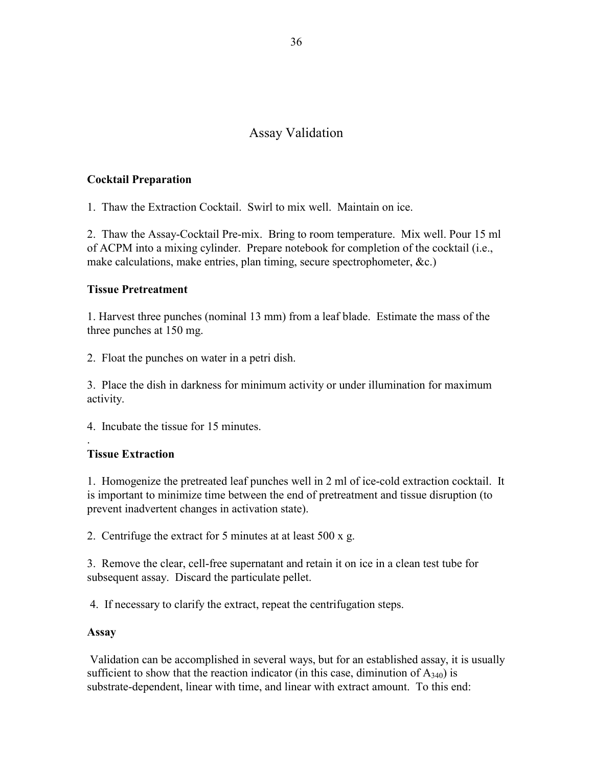# Assay Validation

**Cocktail Preparation**

1. Thaw the Extraction Cocktail. Swirl to mix well. Maintain on ice.

2. Thaw the Assay-Cocktail Pre-mix. Bring to room temperature. Mix well. Pour 15 ml of ACPM into a mixing cylinder. Prepare notebook for completion of the cocktail (i.e., make calculations, make entries, plan timing, secure spectrophometer, &c.)

**Tissue Pretreatment**

1. Harvest three punches (nominal 13 mm) from a leaf blade. Estimate the mass of the three punches at 150 mg.

2. Float the punches on water in a petri dish.

3. Place the dish in darkness for minimum activity or under illumination for maximum activity.

4. Incubate the tissue for 15 minutes.

.

**Tissue Extraction**

1. Homogenize the pretreated leaf punches well in 2 ml of ice-cold extraction cocktail. It is important to minimize time between the end of pretreatment and tissue disruption (to prevent inadvertent changes in activation state).

2. Centrifuge the extract for 5 minutes at at least 500 x g.

3. Remove the clear, cell-free supernatant and retain it on ice in a clean test tube for subsequent assay. Discard the particulate pellet.

4. If necessary to clarify the extract, repeat the centrifugation steps.

**Assay**

Validation can be accomplished in several ways, but for an established assay, it is usually sufficient to show that the reaction indicator (in this case, diminution of $A_{340}$) is substrate-dependent, linear with time, and linear with extract amount. To this end: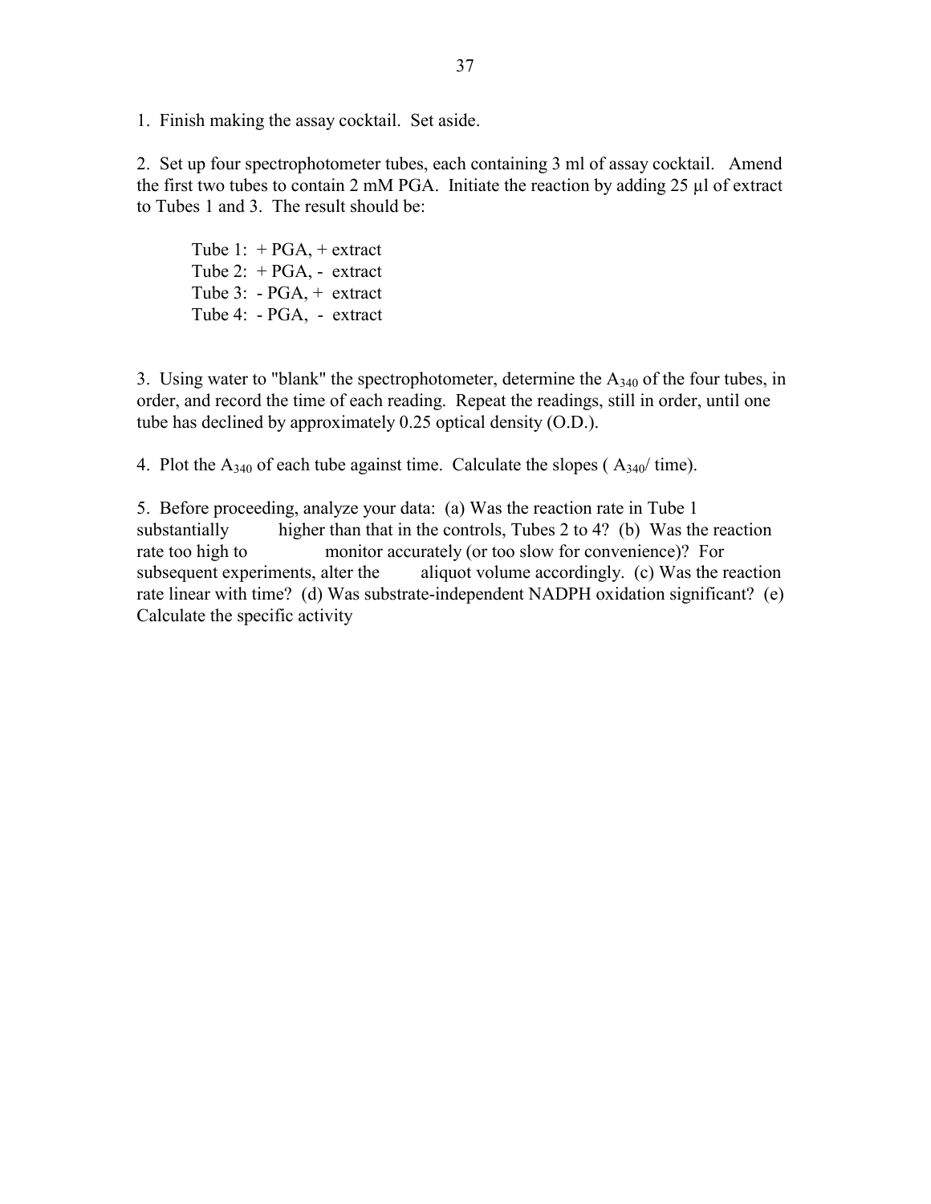1. Finish making the assay cocktail. Set aside.

2. Set up four spectrophotometer tubes, each containing 3 ml of assay cocktail. Amend the first two tubes to contain 2 mM PGA. Initiate the reaction by adding 25 µl of extract to Tubes 1 and 3. The result should be:

Tube 1: + PGA, + extract  
Tube 2: + PGA, - extract  
Tube 3: - PGA, + extract  
Tube 4: - PGA, - extract

3. Using water to "blank" the spectrophotometer, determine the $A_{340}$ of the four tubes, in order, and record the time of each reading. Repeat the readings, still in order, until one tube has declined by approximately 0.25 optical density (O.D.).

4. Plot the $A_{340}$ of each tube against time. Calculate the slopes ( $A_{340}$/ time).

5. Before proceeding, analyze your data: (a) Was the reaction rate in Tube 1 substantially higher than that in the controls, Tubes 2 to 4? (b) Was the reaction rate too high to monitor accurately (or too slow for convenience)? For subsequent experiments, alter the aliquot volume accordingly. (c) Was the reaction rate linear with time? (d) Was substrate-independent NADPH oxidation significant? (e) Calculate the specific activity